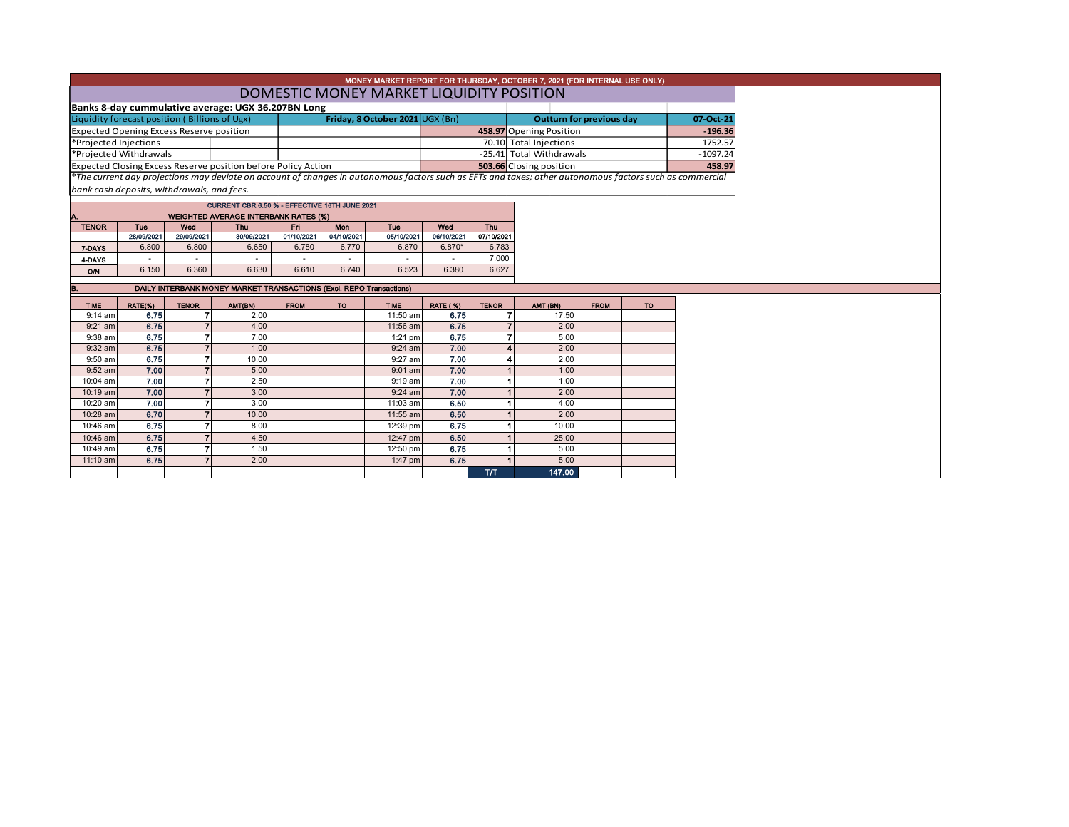MONEY MARKET REPORT FOR THURSDAY, OCTOBER 7, 2021 (FOR INTERNAL USE ONLY)

# DOMESTIC MONEY MARKET LIQUIDITY POSITION

**Banks 8-day cummulative average: UGX 36.207BN Long**

| Liquidity forecast position ( Billions of Ugx) | Friday, 8 October 2021 UGX (Bn) | Outturn for previous day | 07-Oct-21 |
|---|---|---|---|
| Expected Opening Excess Reserve position | 458.97 | Opening Position | -196.36 |
| *Projected Injections | 70.10 | Total Injections | 1752.57 |
| *Projected Withdrawals | -25.41 | Total Withdrawals | -1097.24 |
| Expected Closing Excess Reserve position before Policy Action | 503.66 | Closing position | 458.97 |

*The current day projections may deviate on account of changes in autonomous factors such as EFTs and taxes; other autonomous factors such as commercial bank cash deposits, withdrawals, and fees.*

CURRENT CBR 6.50 % - EFFECTIVE 16TH JUNE 2021

## A. WEIGHTED AVERAGE INTERBANK RATES (%)

| TENOR | Tue 28/09/2021 | Wed 29/09/2021 | Thu 30/09/2021 | Fri 01/10/2021 | Mon 04/10/2021 | Tue 05/10/2021 | Wed 06/10/2021 | Thu 07/10/2021 |
|---|---|---|---|---|---|---|---|---|
| 7-DAYS | 6.800 | 6.800 | 6.650 | 6.780 | 6.770 | 6.870 | 6.870* | 6.783 |
| 4-DAYS | - | - | - | - | - | - | - | 7.000 |
| O/N | 6.150 | 6.360 | 6.630 | 6.610 | 6.740 | 6.523 | 6.380 | 6.627 |

## B. DAILY INTERBANK MONEY MARKET TRANSACTIONS (Excl. REPO Transactions)

| TIME | RATE(%) | TENOR | AMT(BN) | FROM | TO | TIME | RATE ( %) | TENOR | AMT (BN) | FROM | TO |
|---|---|---|---|---|---|---|---|---|---|---|---|
| 9:14 am | 6.75 | 7 | 2.00 | | | 11:50 am | 6.75 | 7 | 17.50 | | |
| 9:21 am | 6.75 | 7 | 4.00 | | | 11:56 am | 6.75 | 7 | 2.00 | | |
| 9:38 am | 6.75 | 7 | 7.00 | | | 1:21 pm | 6.75 | 7 | 5.00 | | |
| 9:32 am | 6.75 | 7 | 1.00 | | | 9:24 am | 7.00 | 4 | 2.00 | | |
| 9:50 am | 6.75 | 7 | 10.00 | | | 9:27 am | 7.00 | 4 | 2.00 | | |
| 9:52 am | 7.00 | 7 | 5.00 | | | 9:01 am | 7.00 | 1 | 1.00 | | |
| 10:04 am | 7.00 | 7 | 2.50 | | | 9:19 am | 7.00 | 1 | 1.00 | | |
| 10:19 am | 7.00 | 7 | 3.00 | | | 9:24 am | 7.00 | 1 | 2.00 | | |
| 10:20 am | 7.00 | 7 | 3.00 | | | 11:03 am | 6.50 | 1 | 4.00 | | |
| 10:28 am | 6.70 | 7 | 10.00 | | | 11:55 am | 6.50 | 1 | 2.00 | | |
| 10:46 am | 6.75 | 7 | 8.00 | | | 12:39 pm | 6.75 | 1 | 10.00 | | |
| 10:46 am | 6.75 | 7 | 4.50 | | | 12:47 pm | 6.50 | 1 | 25.00 | | |
| 10:49 am | 6.75 | 7 | 1.50 | | | 12:50 pm | 6.75 | 1 | 5.00 | | |
| 11:10 am | 6.75 | 7 | 2.00 | | | 1:47 pm | 6.75 | 1 | 5.00 | | |
| | | | | | | | | T/T | 147.00 | | |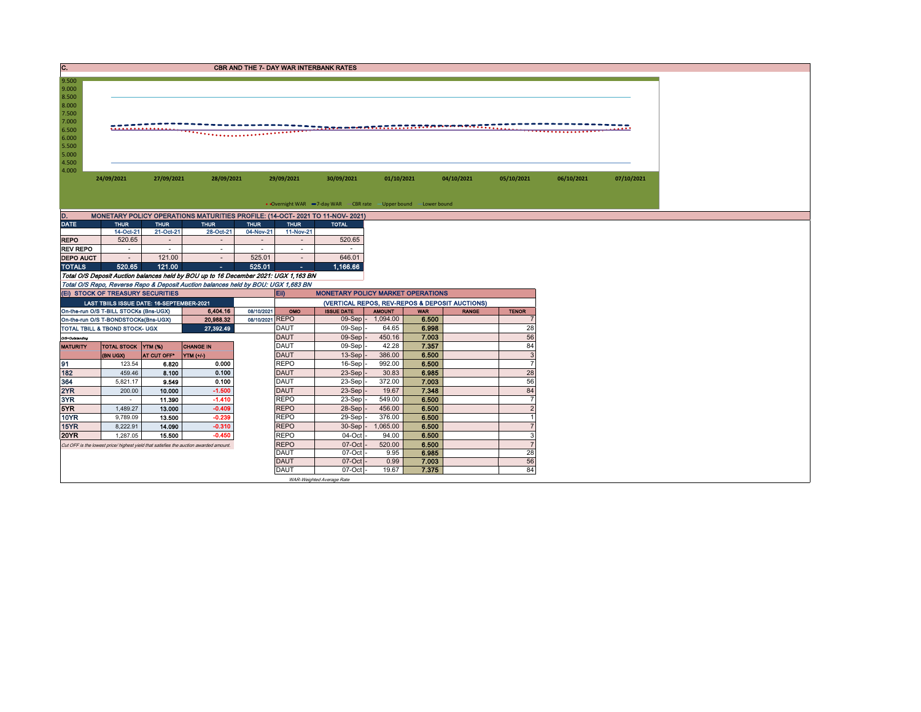## C. CBR AND THE 7- DAY WAR INTERBANK RATES

9.500
9.000
8.500
8.000
7.500
7.000
6.500
6.000
5.500
5.000
4.500
4.000

24/09/2021 27/09/2021 28/09/2021 29/09/2021 30/09/2021 01/10/2021 04/10/2021 05/10/2021 06/10/2021 07/10/2021

Overnight WAR — 7-day WAR — CBR rate — Upper bound — Lower bound

## D. MONETARY POLICY OPERATIONS MATURITIES PROFILE: (14-OCT- 2021 TO 11-NOV- 2021)

| DATE | THUR | THUR | THUR | THUR | THUR | TOTAL |
|---|---|---|---|---|---|---|
| | 14-Oct-21 | 21-Oct-21 | 28-Oct-21 | 04-Nov-21 | 11-Nov-21 | |
| REPO | 520.65 | - | - | - | - | 520.65 |
| REV REPO | - | - | - | - | - | - |
| DEPO AUCT | - | 121.00 | - | 525.01 | - | 646.01 |
| TOTALS | 520.65 | 121.00 | - | 525.01 | - | 1,166.66 |

*Total O/S Deposit Auction balances held by BOU up to 16 December 2021: UGX 1,163 BN*

*Total O/S Repo, Reverse Repo & Deposit Auction balances held by BOU: UGX 1,683 BN*

## (EI) STOCK OF TREASURY SECURITIES

| LAST TBIILS ISSUE DATE: 16-SEPTEMBER-2021 | | |
|---|---|---|
| On-the-run O/S T-BILL STOCKs (Bns-UGX) | 6,404.16 | 08/10/2021 |
| On-the-run O/S T-BONDSTOCKs(Bns-UGX) | 20,988.32 | 08/10/2021 |
| TOTAL TBILL & TBOND STOCK- UGX | 27,392.49 | |

O/S=Outstanding

| MATURITY | TOTAL STOCK (BN UGX) | YTM (%) AT CUT OFF* | CHANGE IN YTM (+/-) |
|---|---|---|---|
| 91 | 123.54 | 6.820 | 0.000 |
| 182 | 459.46 | 8.100 | 0.100 |
| 364 | 5,821.17 | 9.549 | 0.100 |
| 2YR | 200.00 | 10.000 | -1.500 |
| 3YR | - | 11.390 | -1.410 |
| 5YR | 1,489.27 | 13.000 | -0.409 |
| 10YR | 9,789.09 | 13.500 | -0.239 |
| 15YR | 8,222.91 | 14.090 | -0.310 |
| 20YR | 1,287.05 | 15.500 | -0.450 |

*Cut OFF is the lowest price/ highest yield that satisfies the auction awarded amount.*

## Eii) MONETARY POLICY MARKET OPERATIONS

(VERTICAL REPOS, REV-REPOS & DEPOSIT AUCTIONS)

| OMO | ISSUE DATE | AMOUNT | WAR | RANGE | TENOR |
|---|---|---|---|---|---|
| REPO | 09-Sep | 1,094.00 | 6.500 | | 7 |
| DAUT | 09-Sep | 64.65 | 6.998 | | 28 |
| DAUT | 09-Sep | 450.16 | 7.003 | | 56 |
| DAUT | 09-Sep | 42.28 | 7.357 | | 84 |
| DAUT | 13-Sep | 386.00 | 6.500 | | 3 |
| REPO | 16-Sep | 992.00 | 6.500 | | 7 |
| DAUT | 23-Sep | 30.83 | 6.985 | | 28 |
| DAUT | 23-Sep | 372.00 | 7.003 | | 56 |
| DAUT | 23-Sep | 19.67 | 7.348 | | 84 |
| REPO | 23-Sep | 549.00 | 6.500 | | 7 |
| REPO | 28-Sep | 456.00 | 6.500 | | 2 |
| REPO | 29-Sep | 376.00 | 6.500 | | 1 |
| REPO | 30-Sep | 1,065.00 | 6.500 | | 7 |
| REPO | 04-Oct | 94.00 | 6.500 | | 3 |
| REPO | 07-Oct | 520.00 | 6.500 | | 7 |
| DAUT | 07-Oct | 9.95 | 6.985 | | 28 |
| DAUT | 07-Oct | 0.99 | 7.003 | | 56 |
| DAUT | 07-Oct | 19.67 | 7.375 | | 84 |

*WAR-Weighted Average Rate*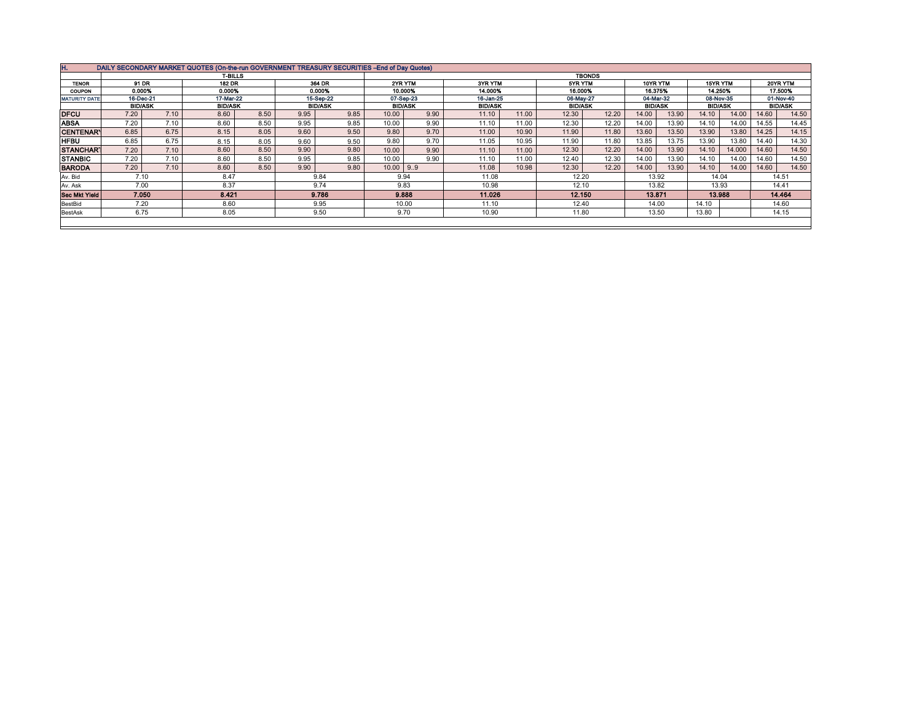H. **DAILY SECONDARY MARKET QUOTES (On-the-run GOVERNMENT TREASURY SECURITIES –End of Day Quotes)**

| | T-BILLS | | | | | | TBONDS | | | | | | | | | | | |
|---|---|---|---|---|---|---|---|---|---|---|---|---|---|---|---|---|---|---|
| **TENOR** | **91 DR** | | **182 DR** | | **364 DR** | | **2YR YTM** | | **3YR YTM** | | **5YR YTM** | | **10YR YTM** | | **15YR YTM** | | **20YR YTM** | |
| **COUPON** | **0.000%** | | **0.000%** | | **0.000%** | | **10.000%** | | **14.000%** | | **16.000%** | | **16.375%** | | **14.250%** | | **17.500%** | |
| **MATURITY DATE** | **16-Dec-21** | | **17-Mar-22** | | **15-Sep-22** | | **07-Sep-23** | | **16-Jan-25** | | **06-May-27** | | **04-Mar-32** | | **08-Nov-35** | | **01-Nov-40** | |
| | **BID/ASK** | | **BID/ASK** | | **BID/ASK** | | **BID/ASK** | | **BID/ASK** | | **BID/ASK** | | **BID/ASK** | | **BID/ASK** | | **BID/ASK** | |
| **DFCU** | 7.20 | 7.10 | 8.60 | 8.50 | 9.95 | 9.85 | 10.00 | 9.90 | 11.10 | 11.00 | 12.30 | 12.20 | 14.00 | 13.90 | 14.10 | 14.00 | 14.60 | 14.50 |
| **ABSA** | 7.20 | 7.10 | 8.60 | 8.50 | 9.95 | 9.85 | 10.00 | 9.90 | 11.10 | 11.00 | 12.30 | 12.20 | 14.00 | 13.90 | 14.10 | 14.00 | 14.55 | 14.45 |
| **CENTENARY** | 6.85 | 6.75 | 8.15 | 8.05 | 9.60 | 9.50 | 9.80 | 9.70 | 11.00 | 10.90 | 11.90 | 11.80 | 13.60 | 13.50 | 13.90 | 13.80 | 14.25 | 14.15 |
| **HFBU** | 6.85 | 6.75 | 8.15 | 8.05 | 9.60 | 9.50 | 9.80 | 9.70 | 11.05 | 10.95 | 11.90 | 11.80 | 13.85 | 13.75 | 13.90 | 13.80 | 14.40 | 14.30 |
| **STANCHART** | 7.20 | 7.10 | 8.60 | 8.50 | 9.90 | 9.80 | 10.00 | 9.90 | 11.10 | 11.00 | 12.30 | 12.20 | 14.00 | 13.90 | 14.10 | 14.000 | 14.60 | 14.50 |
| **STANBIC** | 7.20 | 7.10 | 8.60 | 8.50 | 9.95 | 9.85 | 10.00 | 9.90 | 11.10 | 11.00 | 12.40 | 12.30 | 14.00 | 13.90 | 14.10 | 14.00 | 14.60 | 14.50 |
| **BARODA** | 7.20 | 7.10 | 8.60 | 8.50 | 9.90 | 9.80 | 10.00 | 9..9 | 11.08 | 10.98 | 12.30 | 12.20 | 14.00 | 13.90 | 14.10 | 14.00 | 14.60 | 14.50 |
| Av. Bid | 7.10 | | 8.47 | | 9.84 | | 9.94 | | 11.08 | | 12.20 | | 13.92 | | 14.04 | | 14.51 | |
| Av. Ask | 7.00 | | 8.37 | | 9.74 | | 9.83 | | 10.98 | | 12.10 | | 13.82 | | 13.93 | | 14.41 | |
| **Sec Mkt Yield** | **7.050** | | **8.421** | | **9.786** | | **9.888** | | **11.026** | | **12.150** | | **13.871** | | **13.988** | | **14.464** | |
| BestBid | 7.20 | | 8.60 | | 9.95 | | 10.00 | | 11.10 | | 12.40 | | 14.00 | | 14.10 | | 14.60 | |
| BestAsk | 6.75 | | 8.05 | | 9.50 | | 9.70 | | 10.90 | | 11.80 | | 13.50 | | 13.80 | | 14.15 | |